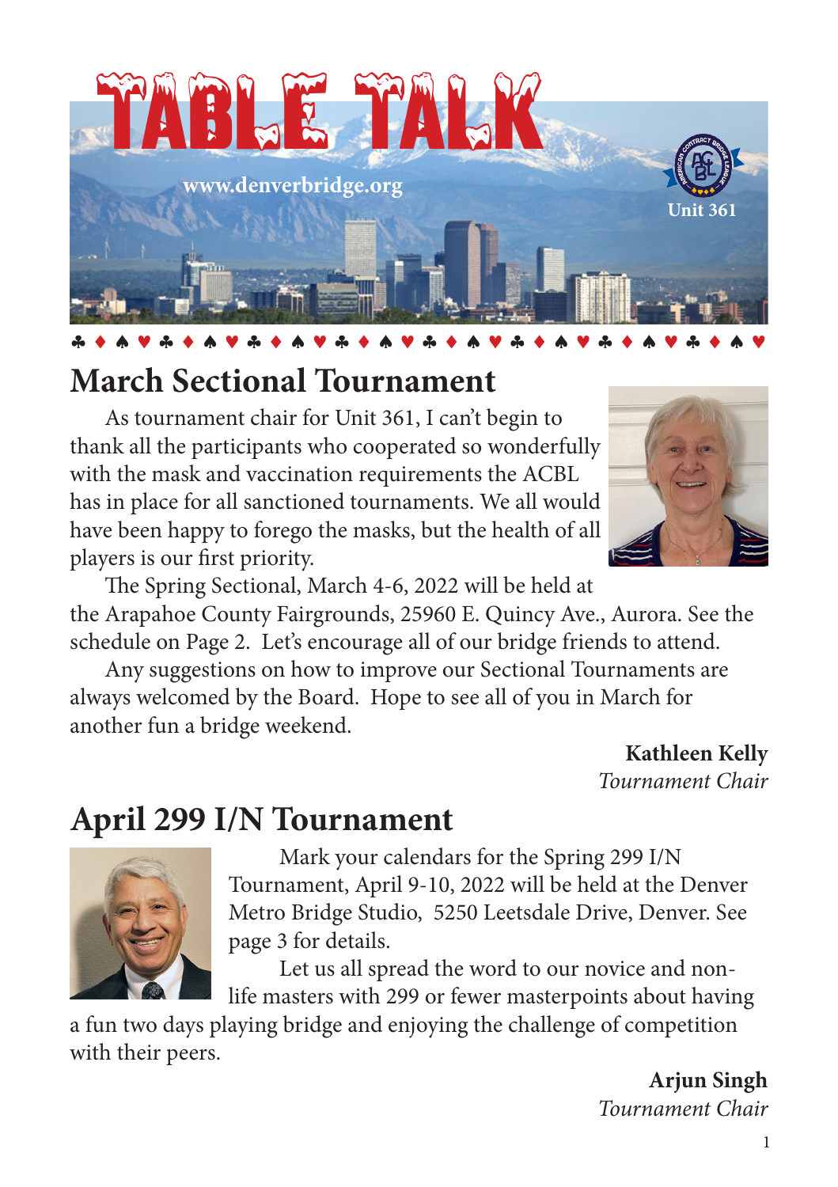# TABLE TALK

www.denverbridge.org

Unit 361

♣ ♦ ♠ ♥ ♣ ♦ ♠ ♥ ♣ ♦ ♠ ♥ ♣ ♦ ♠ ♥ ♣ ♦ ♠ ♥ ♣ ♦ ♠ ♥ ♣ ♦ ♠ ♥ ♣ ♦ ♠ ♥

## March Sectional Tournament

As tournament chair for Unit 361, I can't begin to thank all the participants who cooperated so wonderfully with the mask and vaccination requirements the ACBL has in place for all sanctioned tournaments. We all would have been happy to forego the masks, but the health of all players is our first priority.

The Spring Sectional, March 4-6, 2022 will be held at the Arapahoe County Fairgrounds, 25960 E. Quincy Ave., Aurora. See the schedule on Page 2. Let's encourage all of our bridge friends to attend.

Any suggestions on how to improve our Sectional Tournaments are always welcomed by the Board. Hope to see all of you in March for another fun a bridge weekend.

**Kathleen Kelly**
*Tournament Chair*

## April 299 I/N Tournament

Mark your calendars for the Spring 299 I/N Tournament, April 9-10, 2022 will be held at the Denver Metro Bridge Studio, 5250 Leetsdale Drive, Denver. See page 3 for details.

Let us all spread the word to our novice and non-life masters with 299 or fewer masterpoints about having a fun two days playing bridge and enjoying the challenge of competition with their peers.

**Arjun Singh**
*Tournament Chair*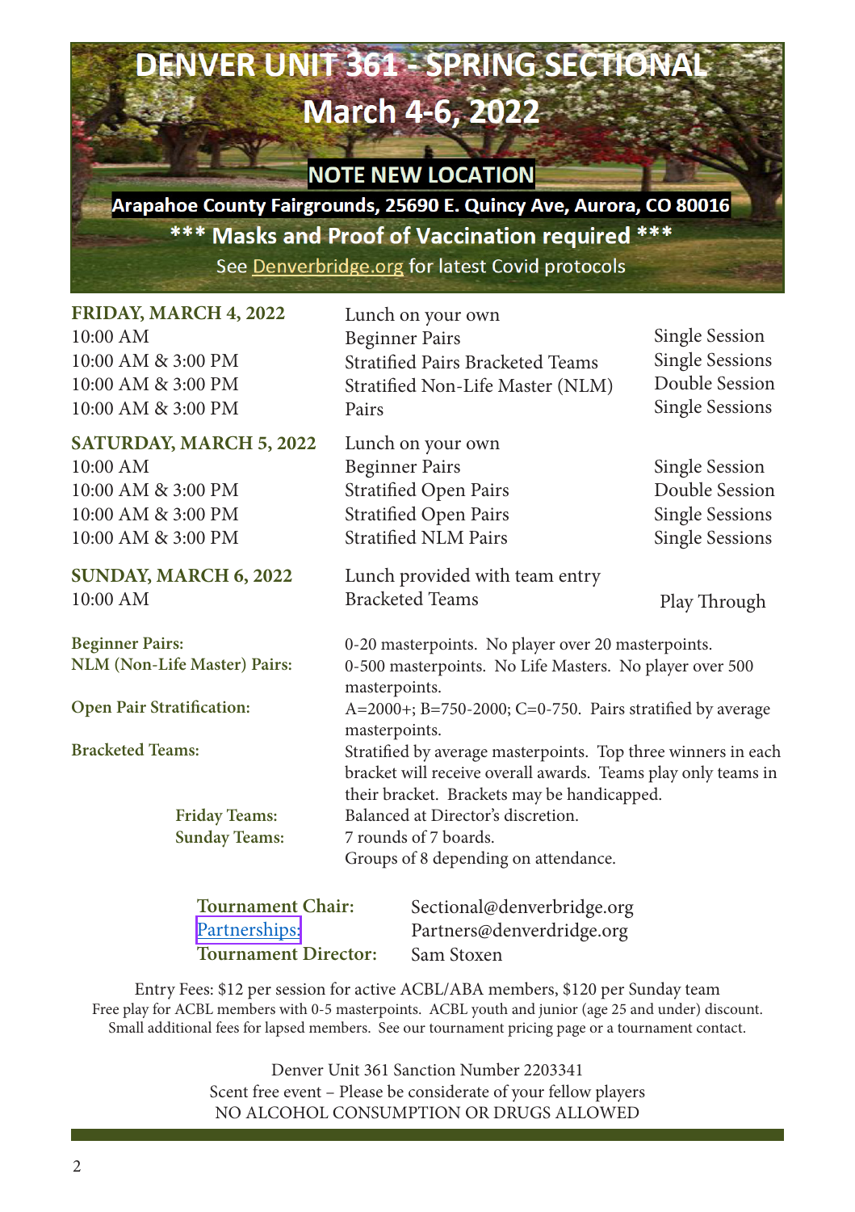# DENVER UNIT 361 - SPRING SECTIONAL

## March 4-6, 2022

**NOTE NEW LOCATION**

**Arapahoe County Fairgrounds, 25690 E. Quincy Ave, Aurora, CO 80016**

**\*\*\* Masks and Proof of Vaccination required \*\*\***

See Denverbridge.org for latest Covid protocols

| | | |
|---|---|---|
| **FRIDAY, MARCH 4, 2022** | Lunch on your own | |
| 10:00 AM | Beginner Pairs | Single Session |
| 10:00 AM & 3:00 PM | Stratified Pairs Bracketed Teams | Single Sessions |
| 10:00 AM & 3:00 PM | Stratified Non-Life Master (NLM) | Double Session |
| 10:00 AM & 3:00 PM | Pairs | Single Sessions |
| **SATURDAY, MARCH 5, 2022** | Lunch on your own | |
| 10:00 AM | Beginner Pairs | Single Session |
| 10:00 AM & 3:00 PM | Stratified Open Pairs | Double Session |
| 10:00 AM & 3:00 PM | Stratified Open Pairs | Single Sessions |
| 10:00 AM & 3:00 PM | Stratified NLM Pairs | Single Sessions |
| **SUNDAY, MARCH 6, 2022** | Lunch provided with team entry | |
| 10:00 AM | Bracketed Teams | Play Through |

**Beginner Pairs:** 0-20 masterpoints. No player over 20 masterpoints.

**NLM (Non-Life Master) Pairs:** 0-500 masterpoints. No Life Masters. No player over 500 masterpoints.

**Open Pair Stratification:** A=2000+; B=750-2000; C=0-750. Pairs stratified by average masterpoints.

**Bracketed Teams:** Stratified by average masterpoints. Top three winners in each bracket will receive overall awards. Teams play only teams in their bracket. Brackets may be handicapped.

- **Friday Teams:** Balanced at Director's discretion.
- **Sunday Teams:** 7 rounds of 7 boards. Groups of 8 depending on attendance.

| | |
|---|---|
| **Tournament Chair:** | Sectional@denverbridge.org |
| **Partnerships:** | Partners@denverdridge.org |
| **Tournament Director:** | Sam Stoxen |

Entry Fees: $12 per session for active ACBL/ABA members, $120 per Sunday team
Free play for ACBL members with 0-5 masterpoints. ACBL youth and junior (age 25 and under) discount.
Small additional fees for lapsed members. See our tournament pricing page or a tournament contact.

Denver Unit 361 Sanction Number 2203341
Scent free event – Please be considerate of your fellow players
NO ALCOHOL CONSUMPTION OR DRUGS ALLOWED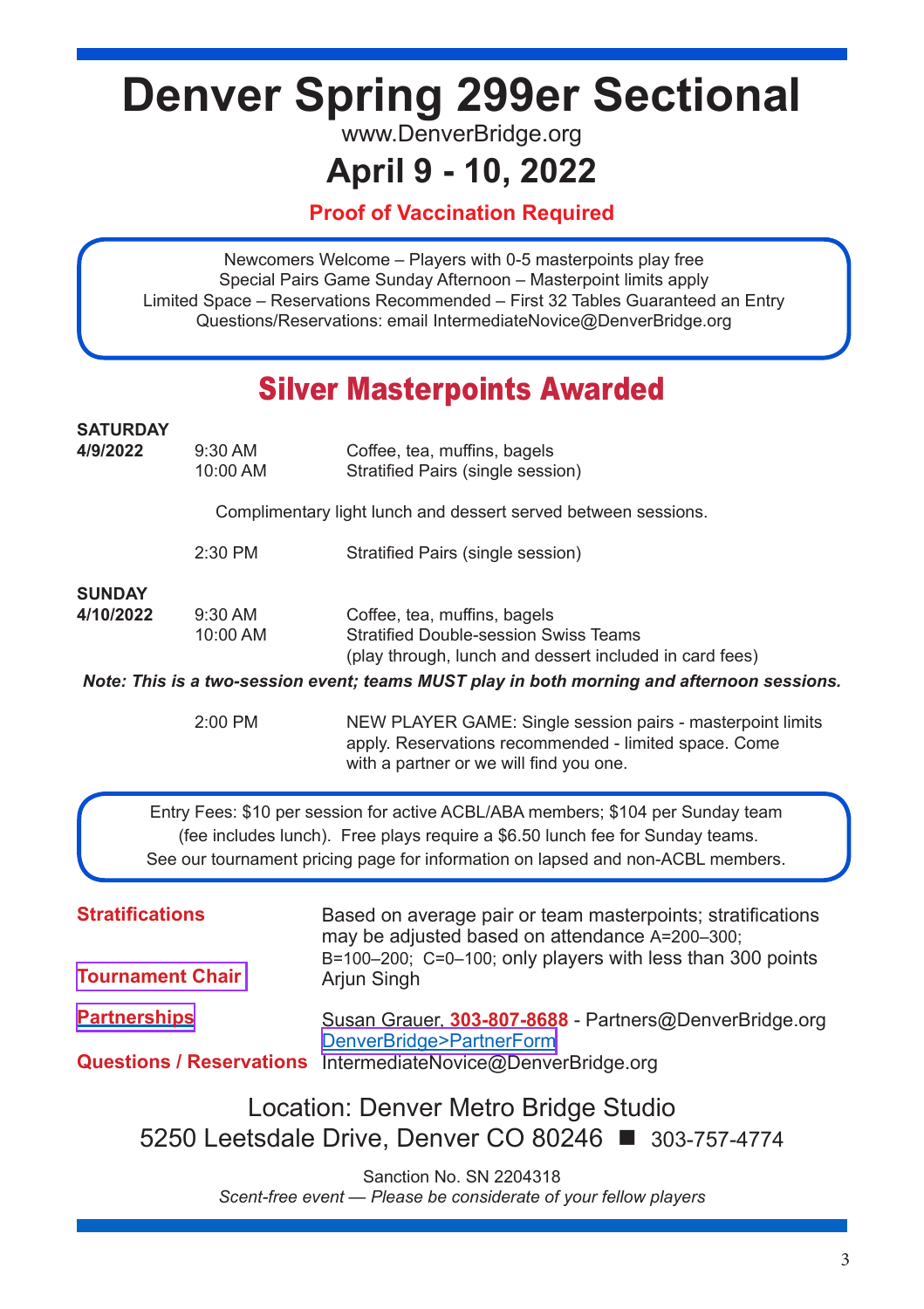# Denver Spring 299er Sectional

www.DenverBridge.org

## April 9 - 10, 2022

**Proof of Vaccination Required**

Newcomers Welcome – Players with 0-5 masterpoints play free
Special Pairs Game Sunday Afternoon – Masterpoint limits apply
Limited Space – Reservations Recommended – First 32 Tables Guaranteed an Entry
Questions/Reservations: email IntermediateNovice@DenverBridge.org

## Silver Masterpoints Awarded

**SATURDAY**
**4/9/2022**

| | | |
|---|---|---|
| | 9:30 AM | Coffee, tea, muffins, bagels |
| | 10:00 AM | Stratified Pairs (single session) |

Complimentary light lunch and dessert served between sessions.

| | | |
|---|---|---|
| | 2:30 PM | Stratified Pairs (single session) |

**SUNDAY**
**4/10/2022**

| | | |
|---|---|---|
| | 9:30 AM | Coffee, tea, muffins, bagels |
| | 10:00 AM | Stratified Double-session Swiss Teams (play through, lunch and dessert included in card fees) |

***Note: This is a two-session event; teams MUST play in both morning and afternoon sessions.***

| | | |
|---|---|---|
| | 2:00 PM | NEW PLAYER GAME: Single session pairs - masterpoint limits apply. Reservations recommended - limited space. Come with a partner or we will find you one. |

Entry Fees: $10 per session for active ACBL/ABA members; $104 per Sunday team (fee includes lunch). Free plays require a $6.50 lunch fee for Sunday teams. See our tournament pricing page for information on lapsed and non-ACBL members.

**Stratifications** Based on average pair or team masterpoints; stratifications may be adjusted based on attendance A=200–300; B=100–200; C=0–100; only players with less than 300 points

**Tournament Chair** Arjun Singh

**Partnerships** Susan Grauer, **303-807-8688** - Partners@DenverBridge.org
DenverBridge>PartnerForm

**Questions / Reservations** IntermediateNovice@DenverBridge.org

Location: Denver Metro Bridge Studio
5250 Leetsdale Drive, Denver CO 80246 ■ 303-757-4774

Sanction No. SN 2204318
*Scent-free event — Please be considerate of your fellow players*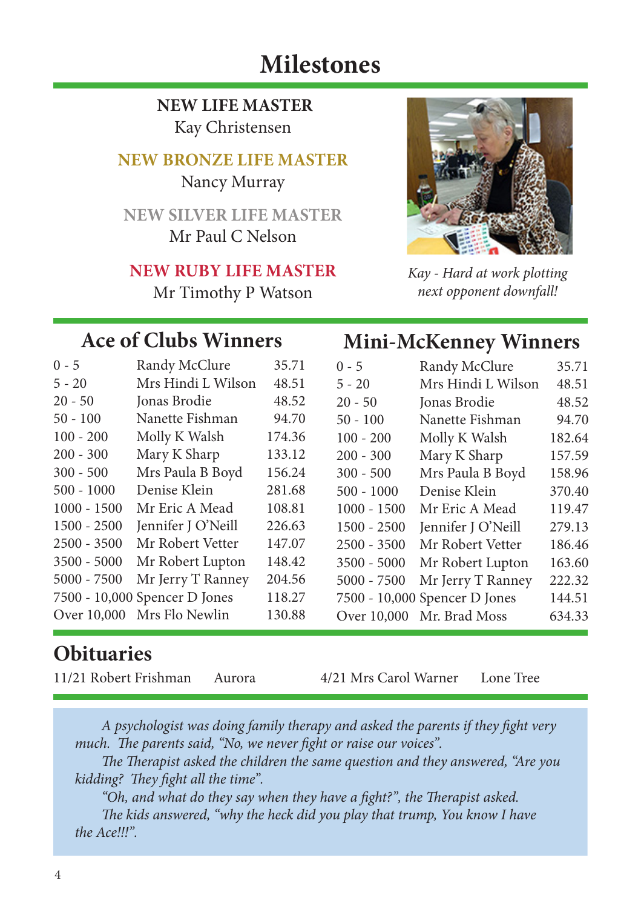# Milestones

**NEW LIFE MASTER**
Kay Christensen

**NEW BRONZE LIFE MASTER**
Nancy Murray

**NEW SILVER LIFE MASTER**
Mr Paul C Nelson

**NEW RUBY LIFE MASTER**
Mr Timothy P Watson

*Kay - Hard at work plotting next opponent downfall!*

## Ace of Clubs Winners

| | | |
|---|---|---|
| 0 - 5 | Randy McClure | 35.71 |
| 5 - 20 | Mrs Hindi L Wilson | 48.51 |
| 20 - 50 | Jonas Brodie | 48.52 |
| 50 - 100 | Nanette Fishman | 94.70 |
| 100 - 200 | Molly K Walsh | 174.36 |
| 200 - 300 | Mary K Sharp | 133.12 |
| 300 - 500 | Mrs Paula B Boyd | 156.24 |
| 500 - 1000 | Denise Klein | 281.68 |
| 1000 - 1500 | Mr Eric A Mead | 108.81 |
| 1500 - 2500 | Jennifer J O'Neill | 226.63 |
| 2500 - 3500 | Mr Robert Vetter | 147.07 |
| 3500 - 5000 | Mr Robert Lupton | 148.42 |
| 5000 - 7500 | Mr Jerry T Ranney | 204.56 |
| 7500 - 10,000 | Spencer D Jones | 118.27 |
| Over 10,000 | Mrs Flo Newlin | 130.88 |

## Mini-McKenney Winners

| | | |
|---|---|---|
| 0 - 5 | Randy McClure | 35.71 |
| 5 - 20 | Mrs Hindi L Wilson | 48.51 |
| 20 - 50 | Jonas Brodie | 48.52 |
| 50 - 100 | Nanette Fishman | 94.70 |
| 100 - 200 | Molly K Walsh | 182.64 |
| 200 - 300 | Mary K Sharp | 157.59 |
| 300 - 500 | Mrs Paula B Boyd | 158.96 |
| 500 - 1000 | Denise Klein | 370.40 |
| 1000 - 1500 | Mr Eric A Mead | 119.47 |
| 1500 - 2500 | Jennifer J O'Neill | 279.13 |
| 2500 - 3500 | Mr Robert Vetter | 186.46 |
| 3500 - 5000 | Mr Robert Lupton | 163.60 |
| 5000 - 7500 | Mr Jerry T Ranney | 222.32 |
| 7500 - 10,000 | Spencer D Jones | 144.51 |
| Over 10,000 | Mr. Brad Moss | 634.33 |

## Obituaries

11/21 Robert Frishman — Aurora

4/21 Mrs Carol Warner — Lone Tree

*A psychologist was doing family therapy and asked the parents if they fight very much. The parents said, "No, we never fight or raise our voices".*

*The Therapist asked the children the same question and they answered, "Are you kidding? They fight all the time".*

*"Oh, and what do they say when they have a fight?", the Therapist asked.*

*The kids answered, "why the heck did you play that trump, You know I have the Ace!!!".*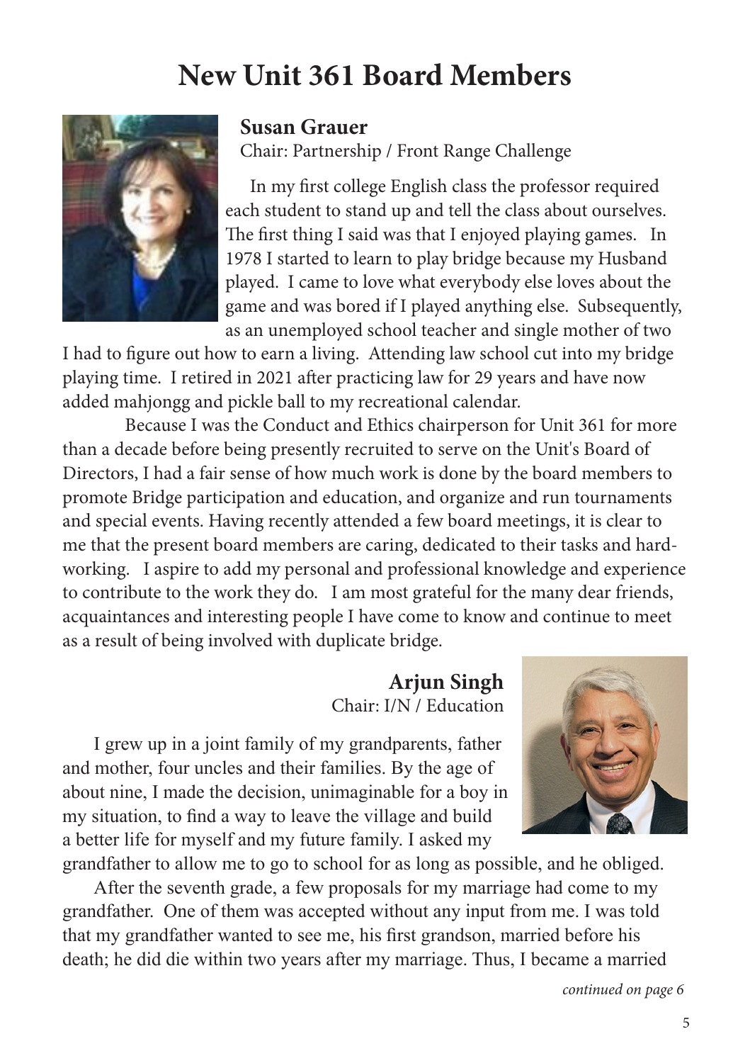# New Unit 361 Board Members

**Susan Grauer**

Chair: Partnership / Front Range Challenge

In my first college English class the professor required each student to stand up and tell the class about ourselves. The first thing I said was that I enjoyed playing games. In 1978 I started to learn to play bridge because my Husband played. I came to love what everybody else loves about the game and was bored if I played anything else. Subsequently, as an unemployed school teacher and single mother of two I had to figure out how to earn a living. Attending law school cut into my bridge playing time. I retired in 2021 after practicing law for 29 years and have now added mahjongg and pickle ball to my recreational calendar.

Because I was the Conduct and Ethics chairperson for Unit 361 for more than a decade before being presently recruited to serve on the Unit's Board of Directors, I had a fair sense of how much work is done by the board members to promote Bridge participation and education, and organize and run tournaments and special events. Having recently attended a few board meetings, it is clear to me that the present board members are caring, dedicated to their tasks and hard-working. I aspire to add my personal and professional knowledge and experience to contribute to the work they do. I am most grateful for the many dear friends, acquaintances and interesting people I have come to know and continue to meet as a result of being involved with duplicate bridge.

**Arjun Singh**

Chair: I/N / Education

I grew up in a joint family of my grandparents, father and mother, four uncles and their families. By the age of about nine, I made the decision, unimaginable for a boy in my situation, to find a way to leave the village and build a better life for myself and my future family. I asked my grandfather to allow me to go to school for as long as possible, and he obliged.

After the seventh grade, a few proposals for my marriage had come to my grandfather. One of them was accepted without any input from me. I was told that my grandfather wanted to see me, his first grandson, married before his death; he did die within two years after my marriage. Thus, I became a married

*continued on page 6*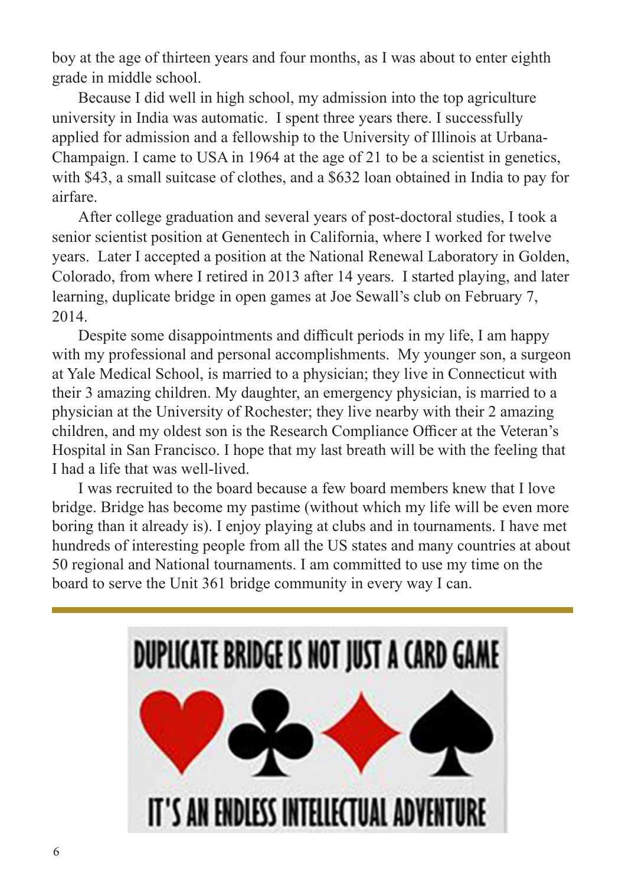boy at the age of thirteen years and four months, as I was about to enter eighth grade in middle school.

Because I did well in high school, my admission into the top agriculture university in India was automatic. I spent three years there. I successfully applied for admission and a fellowship to the University of Illinois at Urbana-Champaign. I came to USA in 1964 at the age of 21 to be a scientist in genetics, with $43, a small suitcase of clothes, and a $632 loan obtained in India to pay for airfare.

After college graduation and several years of post-doctoral studies, I took a senior scientist position at Genentech in California, where I worked for twelve years. Later I accepted a position at the National Renewal Laboratory in Golden, Colorado, from where I retired in 2013 after 14 years. I started playing, and later learning, duplicate bridge in open games at Joe Sewall's club on February 7, 2014.

Despite some disappointments and difficult periods in my life, I am happy with my professional and personal accomplishments. My younger son, a surgeon at Yale Medical School, is married to a physician; they live in Connecticut with their 3 amazing children. My daughter, an emergency physician, is married to a physician at the University of Rochester; they live nearby with their 2 amazing children, and my oldest son is the Research Compliance Officer at the Veteran's Hospital in San Francisco. I hope that my last breath will be with the feeling that I had a life that was well-lived.

I was recruited to the board because a few board members knew that I love bridge. Bridge has become my pastime (without which my life will be even more boring than it already is). I enjoy playing at clubs and in tournaments. I have met hundreds of interesting people from all the US states and many countries at about 50 regional and National tournaments. I am committed to use my time on the board to serve the Unit 361 bridge community in every way I can.

---

DUPLICATE BRIDGE IS NOT JUST A CARD GAME

♥ ♣ ♦ ♠

IT'S AN ENDLESS INTELLECTUAL ADVENTURE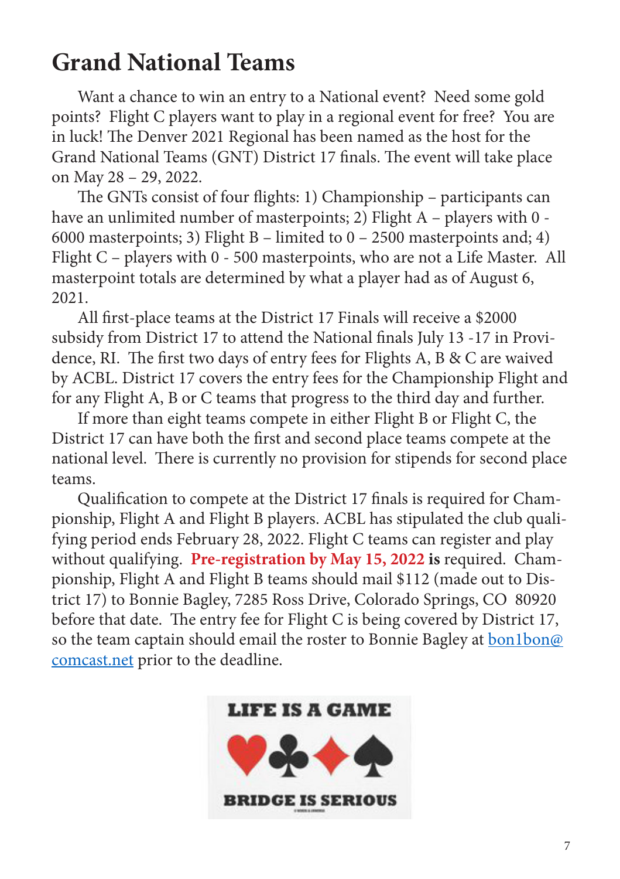# Grand National Teams

Want a chance to win an entry to a National event? Need some gold points? Flight C players want to play in a regional event for free? You are in luck! The Denver 2021 Regional has been named as the host for the Grand National Teams (GNT) District 17 finals. The event will take place on May 28 – 29, 2022.

The GNTs consist of four flights: 1) Championship – participants can have an unlimited number of masterpoints; 2) Flight A – players with 0 - 6000 masterpoints; 3) Flight B – limited to 0 – 2500 masterpoints and; 4) Flight C – players with 0 - 500 masterpoints, who are not a Life Master. All masterpoint totals are determined by what a player had as of August 6, 2021.

All first-place teams at the District 17 Finals will receive a $2000 subsidy from District 17 to attend the National finals July 13 -17 in Providence, RI. The first two days of entry fees for Flights A, B & C are waived by ACBL. District 17 covers the entry fees for the Championship Flight and for any Flight A, B or C teams that progress to the third day and further.

If more than eight teams compete in either Flight B or Flight C, the District 17 can have both the first and second place teams compete at the national level. There is currently no provision for stipends for second place teams.

Qualification to compete at the District 17 finals is required for Championship, Flight A and Flight B players. ACBL has stipulated the club qualifying period ends February 28, 2022. Flight C teams can register and play without qualifying. **Pre-registration by May 15, 2022 is** required. Championship, Flight A and Flight B teams should mail $112 (made out to District 17) to Bonnie Bagley, 7285 Ross Drive, Colorado Springs, CO 80920 before that date. The entry fee for Flight C is being covered by District 17, so the team captain should email the roster to Bonnie Bagley at bon1bon@comcast.net prior to the deadline.

LIFE IS A GAME

BRIDGE IS SERIOUS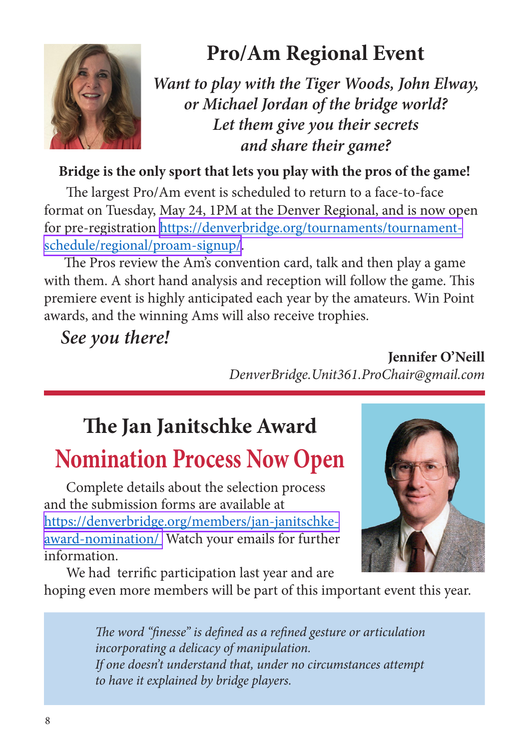# Pro/Am Regional Event

*Want to play with the Tiger Woods, John Elway, or Michael Jordan of the bridge world? Let them give you their secrets and share their game?*

**Bridge is the only sport that lets you play with the pros of the game!**

The largest Pro/Am event is scheduled to return to a face-to-face format on Tuesday, May 24, 1PM at the Denver Regional, and is now open for pre-registration https://denverbridge.org/tournaments/tournament-schedule/regional/proam-signup/.

The Pros review the Am's convention card, talk and then play a game with them. A short hand analysis and reception will follow the game. This premiere event is highly anticipated each year by the amateurs. Win Point awards, and the winning Ams will also receive trophies.

***See you there!***

**Jennifer O'Neill**
*DenverBridge.Unit361.ProChair@gmail.com*

---

# The Jan Janitschke Award

## Nomination Process Now Open

Complete details about the selection process and the submission forms are available at https://denverbridge.org/members/jan-janitschke-award-nomination/ Watch your emails for further information.

We had terrific participation last year and are hoping even more members will be part of this important event this year.

> *The word "finesse" is defined as a refined gesture or articulation incorporating a delicacy of manipulation.*
> *If one doesn't understand that, under no circumstances attempt to have it explained by bridge players.*